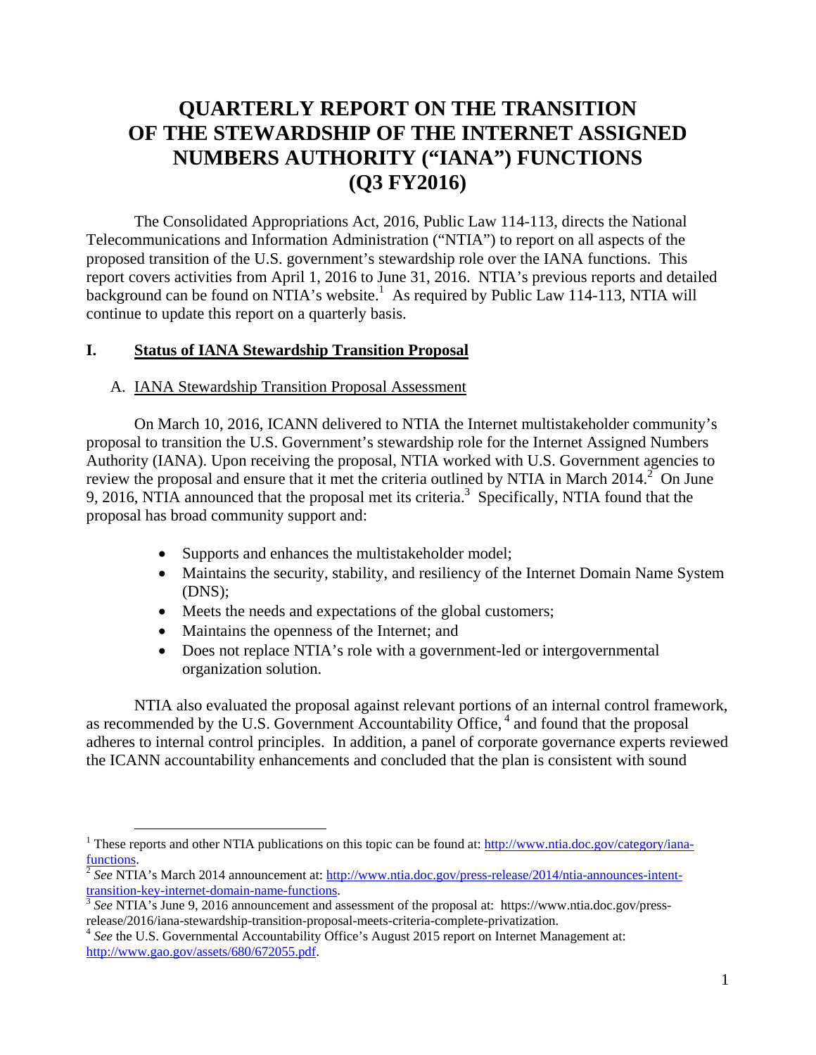# QUARTERLY REPORT ON THE TRANSITION OF THE STEWARDSHIP OF THE INTERNET ASSIGNED NUMBERS AUTHORITY ("IANA") FUNCTIONS (Q3 FY2016)

The Consolidated Appropriations Act, 2016, Public Law 114-113, directs the National Telecommunications and Information Administration ("NTIA") to report on all aspects of the proposed transition of the U.S. government's stewardship role over the IANA functions. This report covers activities from April 1, 2016 to June 31, 2016. NTIA's previous reports and detailed background can be found on NTIA's website.[1] As required by Public Law 114-113, NTIA will continue to update this report on a quarterly basis.

## I. Status of IANA Stewardship Transition Proposal

### A. IANA Stewardship Transition Proposal Assessment

On March 10, 2016, ICANN delivered to NTIA the Internet multistakeholder community's proposal to transition the U.S. Government's stewardship role for the Internet Assigned Numbers Authority (IANA). Upon receiving the proposal, NTIA worked with U.S. Government agencies to review the proposal and ensure that it met the criteria outlined by NTIA in March 2014.[2] On June 9, 2016, NTIA announced that the proposal met its criteria.[3] Specifically, NTIA found that the proposal has broad community support and:

- Supports and enhances the multistakeholder model;
- Maintains the security, stability, and resiliency of the Internet Domain Name System (DNS);
- Meets the needs and expectations of the global customers;
- Maintains the openness of the Internet; and
- Does not replace NTIA's role with a government-led or intergovernmental organization solution.

NTIA also evaluated the proposal against relevant portions of an internal control framework, as recommended by the U.S. Government Accountability Office,[4] and found that the proposal adheres to internal control principles. In addition, a panel of corporate governance experts reviewed the ICANN accountability enhancements and concluded that the plan is consistent with sound

---

[1] These reports and other NTIA publications on this topic can be found at: http://www.ntia.doc.gov/category/iana-functions.

[2] *See* NTIA's March 2014 announcement at: http://www.ntia.doc.gov/press-release/2014/ntia-announces-intent-transition-key-internet-domain-name-functions.

[3] *See* NTIA's June 9, 2016 announcement and assessment of the proposal at: https://www.ntia.doc.gov/press-release/2016/iana-stewardship-transition-proposal-meets-criteria-complete-privatization.

[4] *See* the U.S. Governmental Accountability Office's August 2015 report on Internet Management at: http://www.gao.gov/assets/680/672055.pdf.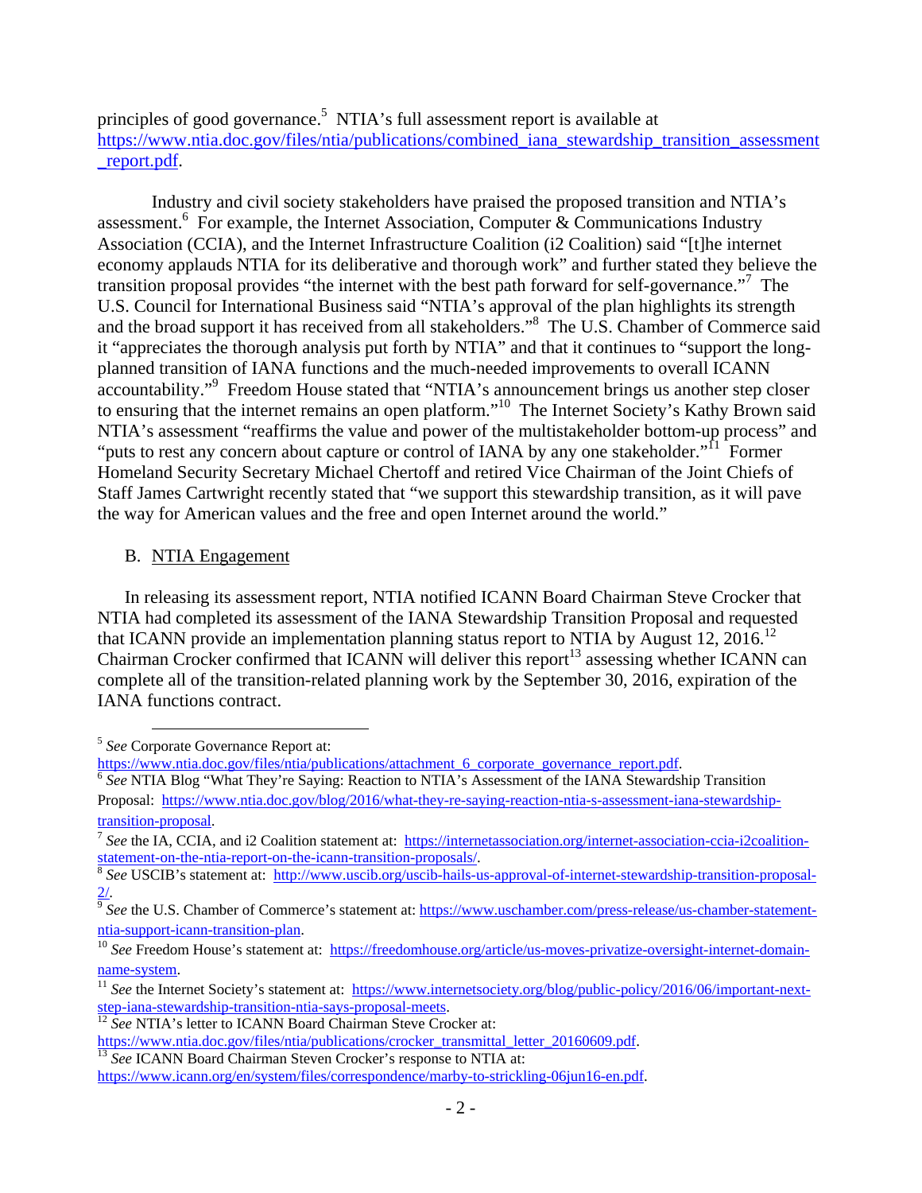principles of good governance.[5] NTIA's full assessment report is available at https://www.ntia.doc.gov/files/ntia/publications/combined_iana_stewardship_transition_assessment_report.pdf.

Industry and civil society stakeholders have praised the proposed transition and NTIA's assessment.[6] For example, the Internet Association, Computer & Communications Industry Association (CCIA), and the Internet Infrastructure Coalition (i2 Coalition) said "[t]he internet economy applauds NTIA for its deliberative and thorough work" and further stated they believe the transition proposal provides "the internet with the best path forward for self-governance."[7] The U.S. Council for International Business said "NTIA's approval of the plan highlights its strength and the broad support it has received from all stakeholders."[8] The U.S. Chamber of Commerce said it "appreciates the thorough analysis put forth by NTIA" and that it continues to "support the long-planned transition of IANA functions and the much-needed improvements to overall ICANN accountability."[9] Freedom House stated that "NTIA's announcement brings us another step closer to ensuring that the internet remains an open platform."[10] The Internet Society's Kathy Brown said NTIA's assessment "reaffirms the value and power of the multistakeholder bottom-up process" and "puts to rest any concern about capture or control of IANA by any one stakeholder."[11] Former Homeland Security Secretary Michael Chertoff and retired Vice Chairman of the Joint Chiefs of Staff James Cartwright recently stated that "we support this stewardship transition, as it will pave the way for American values and the free and open Internet around the world."

B. NTIA Engagement

In releasing its assessment report, NTIA notified ICANN Board Chairman Steve Crocker that NTIA had completed its assessment of the IANA Stewardship Transition Proposal and requested that ICANN provide an implementation planning status report to NTIA by August 12, 2016.[12] Chairman Crocker confirmed that ICANN will deliver this report[13] assessing whether ICANN can complete all of the transition-related planning work by the September 30, 2016, expiration of the IANA functions contract.

---

[5] *See* Corporate Governance Report at: https://www.ntia.doc.gov/files/ntia/publications/attachment_6_corporate_governance_report.pdf.

[6] *See* NTIA Blog "What They're Saying: Reaction to NTIA's Assessment of the IANA Stewardship Transition Proposal: https://www.ntia.doc.gov/blog/2016/what-they-re-saying-reaction-ntia-s-assessment-iana-stewardship-transition-proposal.

[7] *See* the IA, CCIA, and i2 Coalition statement at: https://internetassociation.org/internet-association-ccia-i2coalition-statement-on-the-ntia-report-on-the-icann-transition-proposals/.

[8] *See* USCIB's statement at: http://www.uscib.org/uscib-hails-us-approval-of-internet-stewardship-transition-proposal-2/.

[9] *See* the U.S. Chamber of Commerce's statement at: https://www.uschamber.com/press-release/us-chamber-statement-ntia-support-icann-transition-plan.

[10] *See* Freedom House's statement at: https://freedomhouse.org/article/us-moves-privatize-oversight-internet-domain-name-system.

[11] *See* the Internet Society's statement at: https://www.internetsociety.org/blog/public-policy/2016/06/important-next-step-iana-stewardship-transition-ntia-says-proposal-meets.

[12] *See* NTIA's letter to ICANN Board Chairman Steve Crocker at: https://www.ntia.doc.gov/files/ntia/publications/crocker_transmittal_letter_20160609.pdf.

[13] *See* ICANN Board Chairman Steven Crocker's response to NTIA at: https://www.icann.org/en/system/files/correspondence/marby-to-strickling-06jun16-en.pdf.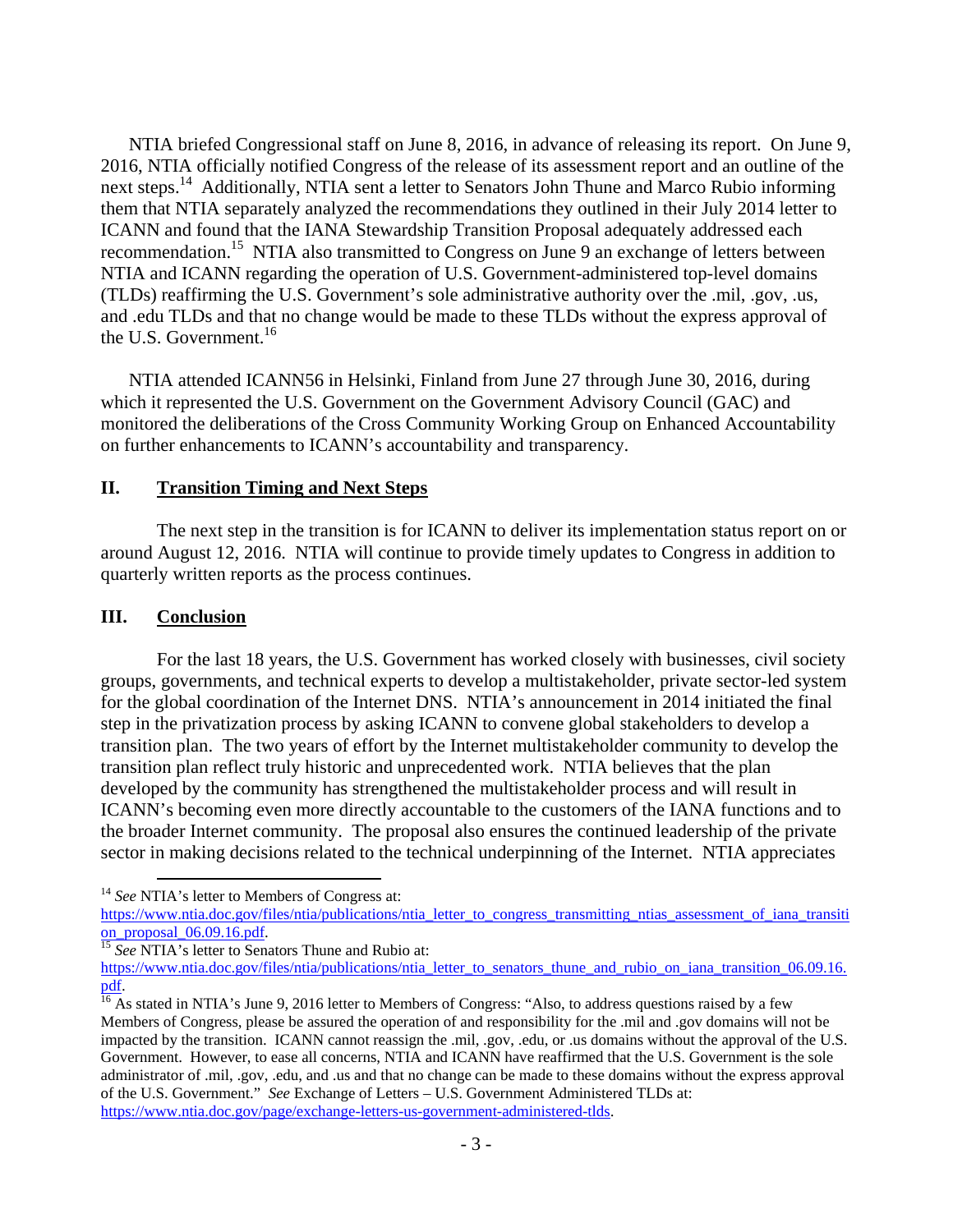NTIA briefed Congressional staff on June 8, 2016, in advance of releasing its report. On June 9, 2016, NTIA officially notified Congress of the release of its assessment report and an outline of the next steps.[14] Additionally, NTIA sent a letter to Senators John Thune and Marco Rubio informing them that NTIA separately analyzed the recommendations they outlined in their July 2014 letter to ICANN and found that the IANA Stewardship Transition Proposal adequately addressed each recommendation.[15] NTIA also transmitted to Congress on June 9 an exchange of letters between NTIA and ICANN regarding the operation of U.S. Government-administered top-level domains (TLDs) reaffirming the U.S. Government's sole administrative authority over the .mil, .gov, .us, and .edu TLDs and that no change would be made to these TLDs without the express approval of the U.S. Government.[16]

NTIA attended ICANN56 in Helsinki, Finland from June 27 through June 30, 2016, during which it represented the U.S. Government on the Government Advisory Council (GAC) and monitored the deliberations of the Cross Community Working Group on Enhanced Accountability on further enhancements to ICANN's accountability and transparency.

## II. Transition Timing and Next Steps

The next step in the transition is for ICANN to deliver its implementation status report on or around August 12, 2016. NTIA will continue to provide timely updates to Congress in addition to quarterly written reports as the process continues.

## III. Conclusion

For the last 18 years, the U.S. Government has worked closely with businesses, civil society groups, governments, and technical experts to develop a multistakeholder, private sector-led system for the global coordination of the Internet DNS. NTIA's announcement in 2014 initiated the final step in the privatization process by asking ICANN to convene global stakeholders to develop a transition plan. The two years of effort by the Internet multistakeholder community to develop the transition plan reflect truly historic and unprecedented work. NTIA believes that the plan developed by the community has strengthened the multistakeholder process and will result in ICANN's becoming even more directly accountable to the customers of the IANA functions and to the broader Internet community. The proposal also ensures the continued leadership of the private sector in making decisions related to the technical underpinning of the Internet. NTIA appreciates

---

[14] *See* NTIA's letter to Members of Congress at: https://www.ntia.doc.gov/files/ntia/publications/ntia_letter_to_congress_transmitting_ntias_assessment_of_iana_transition_proposal_06.09.16.pdf.

[15] *See* NTIA's letter to Senators Thune and Rubio at: https://www.ntia.doc.gov/files/ntia/publications/ntia_letter_to_senators_thune_and_rubio_on_iana_transition_06.09.16.pdf.

[16] As stated in NTIA's June 9, 2016 letter to Members of Congress: "Also, to address questions raised by a few Members of Congress, please be assured the operation of and responsibility for the .mil and .gov domains will not be impacted by the transition. ICANN cannot reassign the .mil, .gov, .edu, or .us domains without the approval of the U.S. Government. However, to ease all concerns, NTIA and ICANN have reaffirmed that the U.S. Government is the sole administrator of .mil, .gov, .edu, and .us and that no change can be made to these domains without the express approval of the U.S. Government." *See* Exchange of Letters – U.S. Government Administered TLDs at: https://www.ntia.doc.gov/page/exchange-letters-us-government-administered-tlds.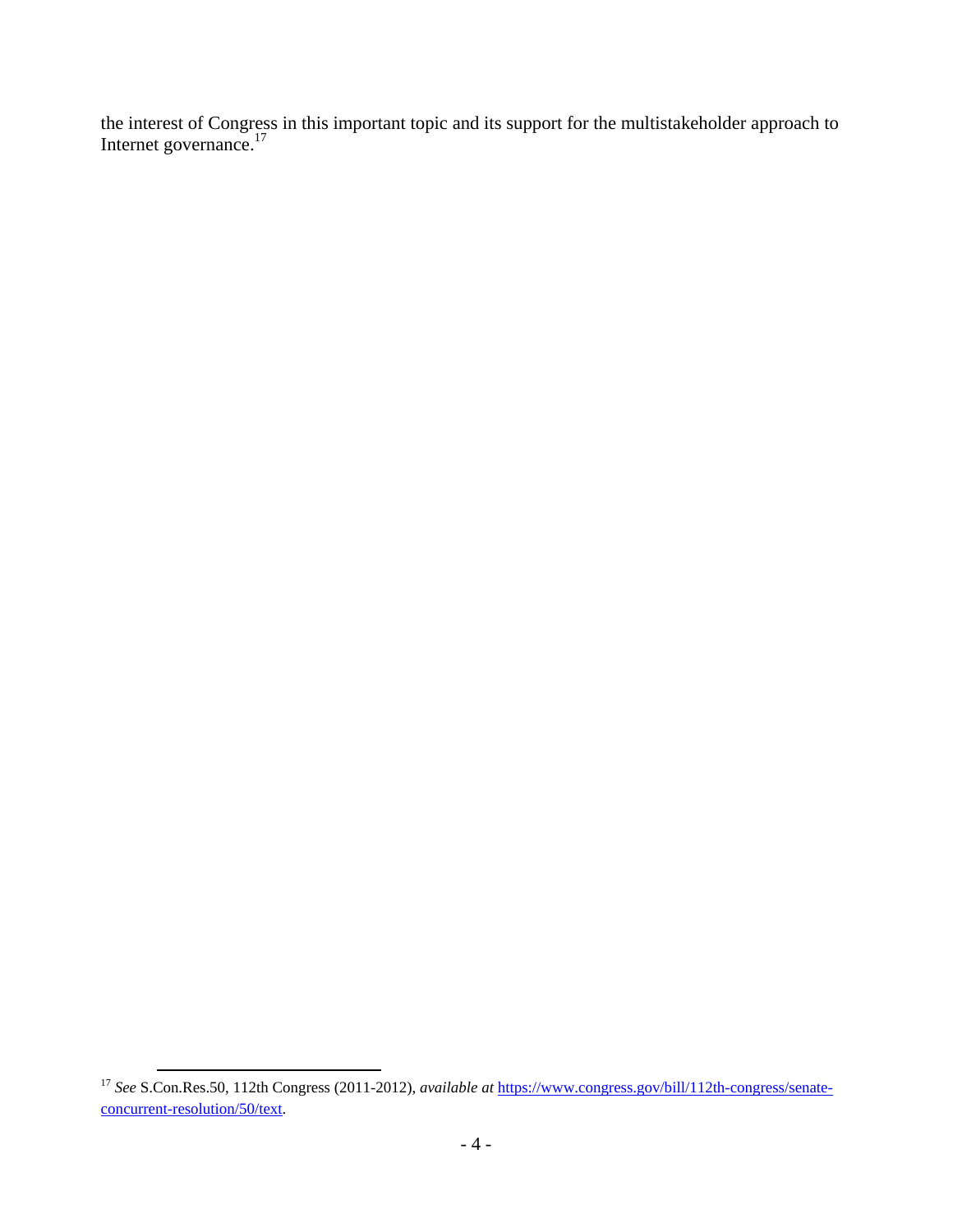the interest of Congress in this important topic and its support for the multistakeholder approach to Internet governance.[17]

[17] *See* S.Con.Res.50, 112th Congress (2011-2012), *available at* https://www.congress.gov/bill/112th-congress/senate-concurrent-resolution/50/text.